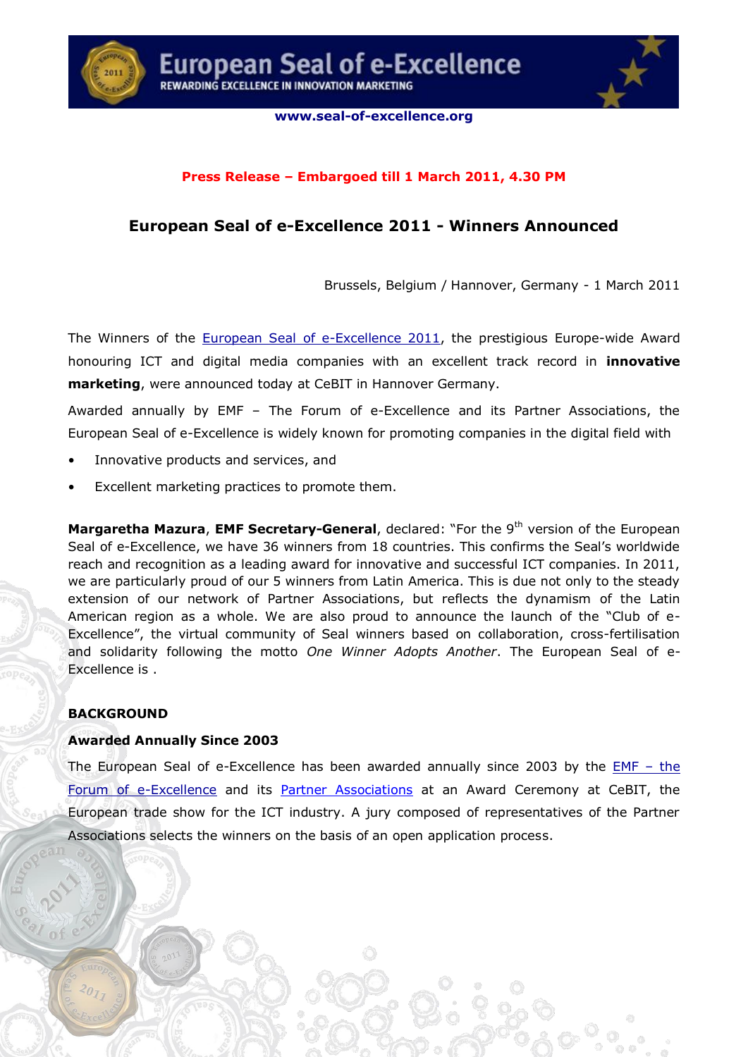# European Seal of e-Excellence

REWARDING EXCELLENCE IN INNOVATION MARKETING

www.seal-of-excellence.org

**Press Release – Embargoed till 1 March 2011, 4.30 PM**

## European Seal of e-Excellence 2011 - Winners Announced

Brussels, Belgium / Hannover, Germany - 1 March 2011

The Winners of the European Seal of e-Excellence 2011, the prestigious Europe-wide Award honouring ICT and digital media companies with an excellent track record in **innovative marketing**, were announced today at CeBIT in Hannover Germany.

Awarded annually by EMF – The Forum of e-Excellence and its Partner Associations, the European Seal of e-Excellence is widely known for promoting companies in the digital field with

- Innovative products and services, and
- Excellent marketing practices to promote them.

**Margaretha Mazura**, **EMF Secretary-General**, declared: "For the 9th version of the European Seal of e-Excellence, we have 36 winners from 18 countries. This confirms the Seal's worldwide reach and recognition as a leading award for innovative and successful ICT companies. In 2011, we are particularly proud of our 5 winners from Latin America. This is due not only to the steady extension of our network of Partner Associations, but reflects the dynamism of the Latin American region as a whole. We are also proud to announce the launch of the "Club of e-Excellence", the virtual community of Seal winners based on collaboration, cross-fertilisation and solidarity following the motto *One Winner Adopts Another*. The European Seal of e-Excellence is .

### BACKGROUND

#### Awarded Annually Since 2003

The European Seal of e-Excellence has been awarded annually since 2003 by the EMF – the Forum of e-Excellence and its Partner Associations at an Award Ceremony at CeBIT, the European trade show for the ICT industry. A jury composed of representatives of the Partner Associations selects the winners on the basis of an open application process.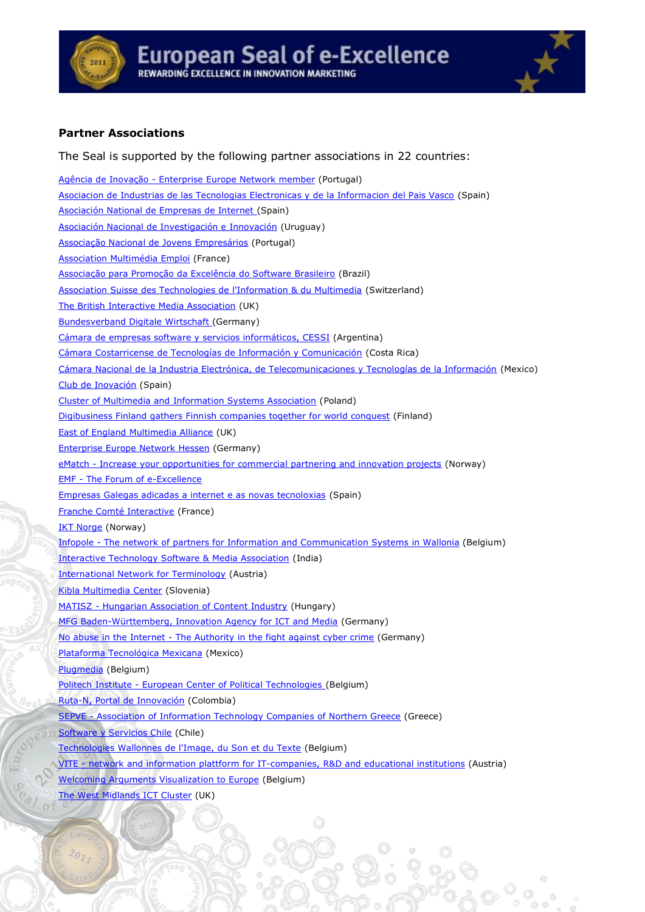## Partner Associations

The Seal is supported by the following partner associations in 22 countries:

Agência de Inovação - Enterprise Europe Network member (Portugal)
Asociacion de Industrias de las Tecnologias Electronicas y de la Informacion del Pais Vasco (Spain)
Asociación National de Empresas de Internet (Spain)
Asociación Nacional de Investigación e Innovación (Uruguay)
Associação Nacional de Jovens Empresários (Portugal)
Association Multimédia Emploi (France)
Associação para Promoção da Excelência do Software Brasileiro (Brazil)
Association Suisse des Technologies de l'Information & du Multimedia (Switzerland)
The British Interactive Media Association (UK)
Bundesverband Digitale Wirtschaft (Germany)
Cámara de empresas software y servicios informáticos, CESSI (Argentina)
Cámara Costarricense de Tecnologías de Información y Comunicación (Costa Rica)
Cámara Nacional de la Industria Electrónica, de Telecomunicaciones y Tecnologías de la Información (Mexico)
Club de Inovación (Spain)
Cluster of Multimedia and Information Systems Association (Poland)
Digibusiness Finland gathers Finnish companies together for world conquest (Finland)
East of England Multimedia Alliance (UK)
Enterprise Europe Network Hessen (Germany)
eMatch - Increase your opportunities for commercial partnering and innovation projects (Norway)
EMF - The Forum of e-Excellence
Empresas Galegas adicadas a internet e as novas tecnoloxias (Spain)
Franche Comté Interactive (France)
IKT Norge (Norway)
Infopole - The network of partners for Information and Communication Systems in Wallonia (Belgium)
Interactive Technology Software & Media Association (India)
International Network for Terminology (Austria)
Kibla Multimedia Center (Slovenia)
MATISZ - Hungarian Association of Content Industry (Hungary)
MFG Baden-Württemberg, Innovation Agency for ICT and Media (Germany)
No abuse in the Internet - The Authority in the fight against cyber crime (Germany)
Plataforma Tecnológica Mexicana (Mexico)
Plugmedia (Belgium)
Politech Institute - European Center of Political Technologies (Belgium)
Ruta-N, Portal de Innovación (Colombia)
SEPVE - Association of Information Technology Companies of Northern Greece (Greece)
Software y Servicios Chile (Chile)
Technologies Wallonnes de l'Image, du Son et du Texte (Belgium)
VITE - network and information plattform for IT-companies, R&D and educational institutions (Austria)
Welcoming Arguments Visualization to Europe (Belgium)
The West Midlands ICT Cluster (UK)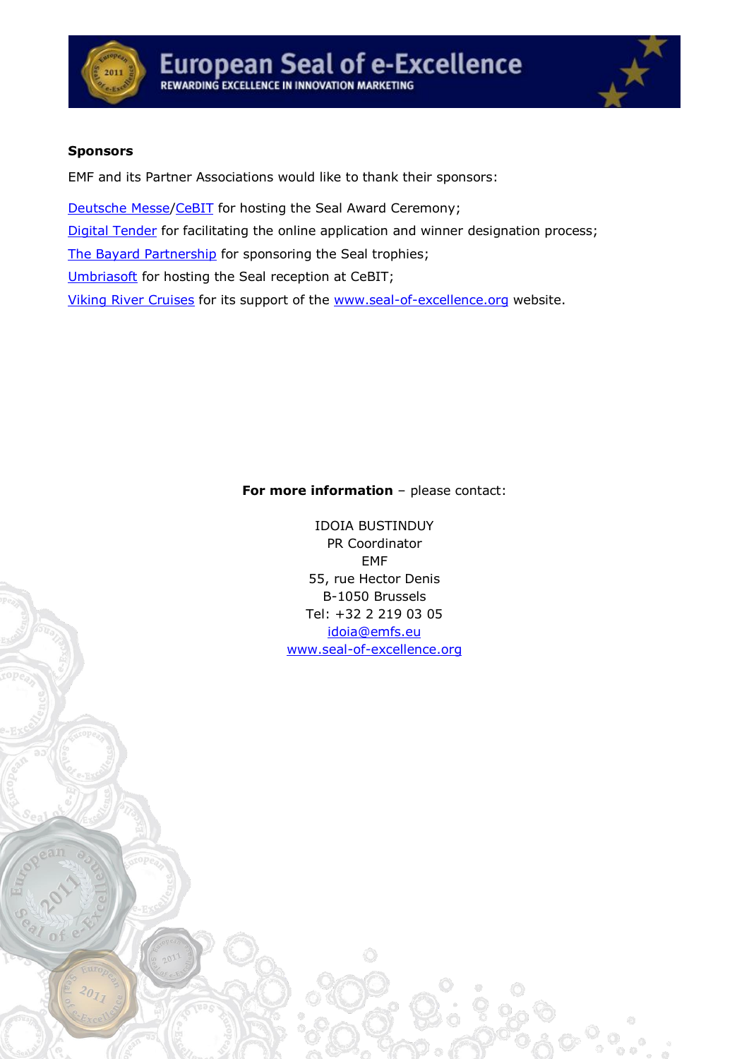**Sponsors**

EMF and its Partner Associations would like to thank their sponsors:

Deutsche Messe/CeBIT for hosting the Seal Award Ceremony;

Digital Tender for facilitating the online application and winner designation process;

The Bayard Partnership for sponsoring the Seal trophies;

Umbriasoft for hosting the Seal reception at CeBIT;

Viking River Cruises for its support of the www.seal-of-excellence.org website.

**For more information** – please contact:

IDOIA BUSTINDUY
PR Coordinator
EMF
55, rue Hector Denis
B-1050 Brussels
Tel: +32 2 219 03 05
idoia@emfs.eu
www.seal-of-excellence.org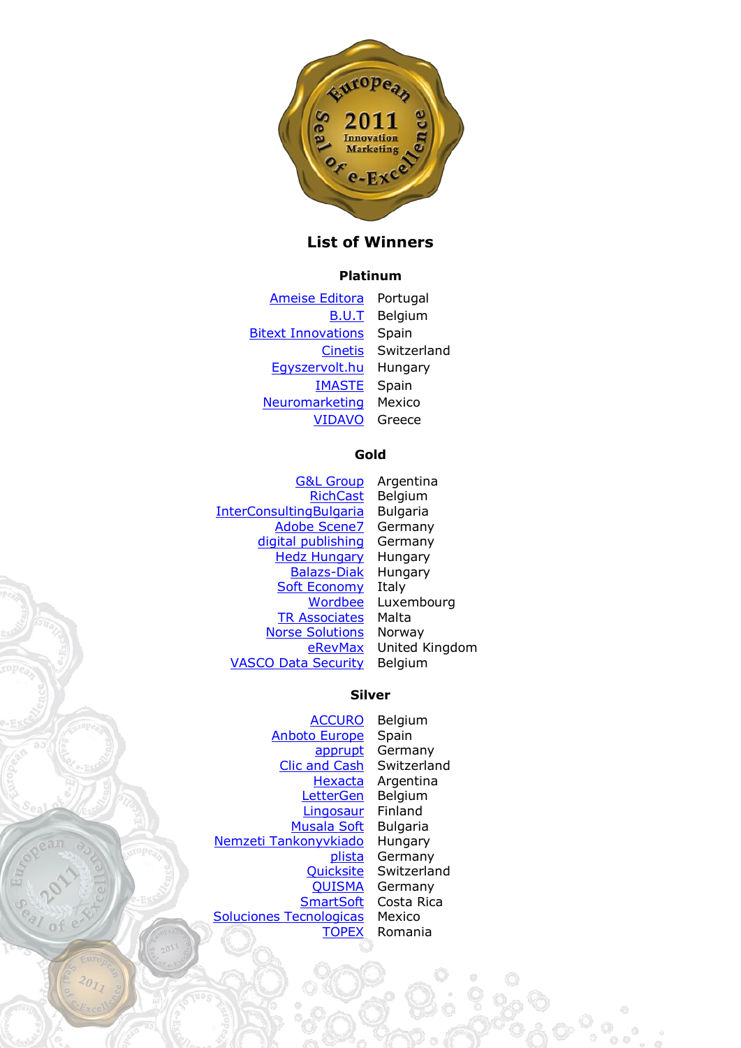# List of Winners

## Platinum

| | |
|---|---|
| Ameise Editora | Portugal |
| B.U.T | Belgium |
| Bitext Innovations | Spain |
| Cinetis | Switzerland |
| Egyszervolt.hu | Hungary |
| IMASTE | Spain |
| Neuromarketing | Mexico |
| VIDAVO | Greece |

## Gold

| | |
|---|---|
| G&L Group | Argentina |
| RichCast | Belgium |
| InterConsultingBulgaria | Bulgaria |
| Adobe Scene7 | Germany |
| digital publishing | Germany |
| Hedz Hungary | Hungary |
| Balazs-Diak | Hungary |
| Soft Economy | Italy |
| Wordbee | Luxembourg |
| TR Associates | Malta |
| Norse Solutions | Norway |
| eRevMax | United Kingdom |
| VASCO Data Security | Belgium |

## Silver

| | |
|---|---|
| ACCURO | Belgium |
| Anboto Europe | Spain |
| apprupt | Germany |
| Clic and Cash | Switzerland |
| Hexacta | Argentina |
| LetterGen | Belgium |
| Lingosaur | Finland |
| Musala Soft | Bulgaria |
| Nemzeti Tankonyvkiado | Hungary |
| plista | Germany |
| Quicksite | Switzerland |
| QUISMA | Germany |
| SmartSoft | Costa Rica |
| Soluciones Tecnologicas | Mexico |
| TOPEX | Romania |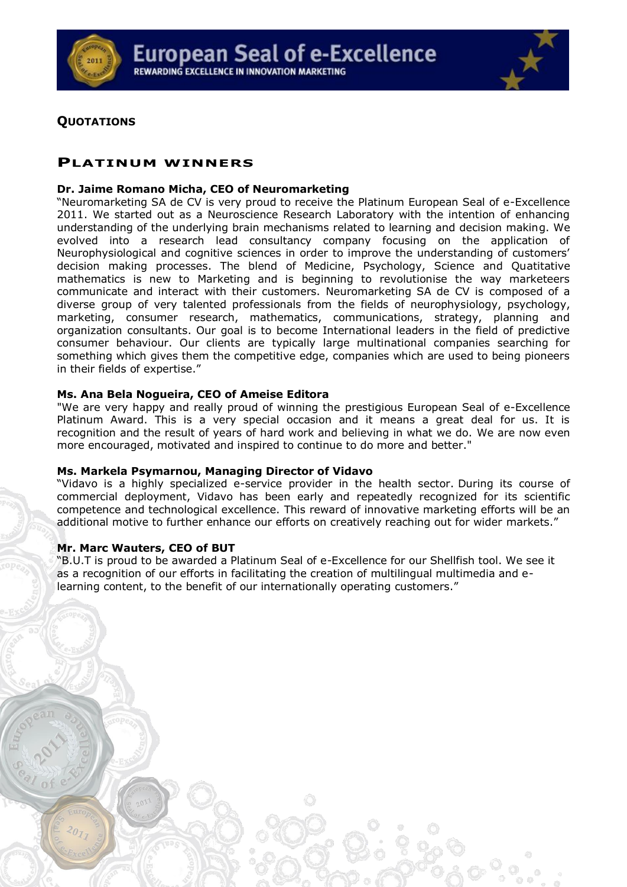## QUOTATIONS

### PLATINUM WINNERS

**Dr. Jaime Romano Micha, CEO of Neuromarketing**

"Neuromarketing SA de CV is very proud to receive the Platinum European Seal of e-Excellence 2011. We started out as a Neuroscience Research Laboratory with the intention of enhancing understanding of the underlying brain mechanisms related to learning and decision making. We evolved into a research lead consultancy company focusing on the application of Neurophysiological and cognitive sciences in order to improve the understanding of customers' decision making processes. The blend of Medicine, Psychology, Science and Quatitative mathematics is new to Marketing and is beginning to revolutionise the way marketeers communicate and interact with their customers. Neuromarketing SA de CV is composed of a diverse group of very talented professionals from the fields of neurophysiology, psychology, marketing, consumer research, mathematics, communications, strategy, planning and organization consultants. Our goal is to become International leaders in the field of predictive consumer behaviour. Our clients are typically large multinational companies searching for something which gives them the competitive edge, companies which are used to being pioneers in their fields of expertise."

**Ms. Ana Bela Nogueira, CEO of Ameise Editora**

"We are very happy and really proud of winning the prestigious European Seal of e-Excellence Platinum Award. This is a very special occasion and it means a great deal for us. It is recognition and the result of years of hard work and believing in what we do. We are now even more encouraged, motivated and inspired to continue to do more and better."

**Ms. Markela Psymarnou, Managing Director of Vidavo**

"Vidavo is a highly specialized e-service provider in the health sector. During its course of commercial deployment, Vidavo has been early and repeatedly recognized for its scientific competence and technological excellence. This reward of innovative marketing efforts will be an additional motive to further enhance our efforts on creatively reaching out for wider markets."

**Mr. Marc Wauters, CEO of BUT**

"B.U.T is proud to be awarded a Platinum Seal of e-Excellence for our Shellfish tool. We see it as a recognition of our efforts in facilitating the creation of multilingual multimedia and e-learning content, to the benefit of our internationally operating customers."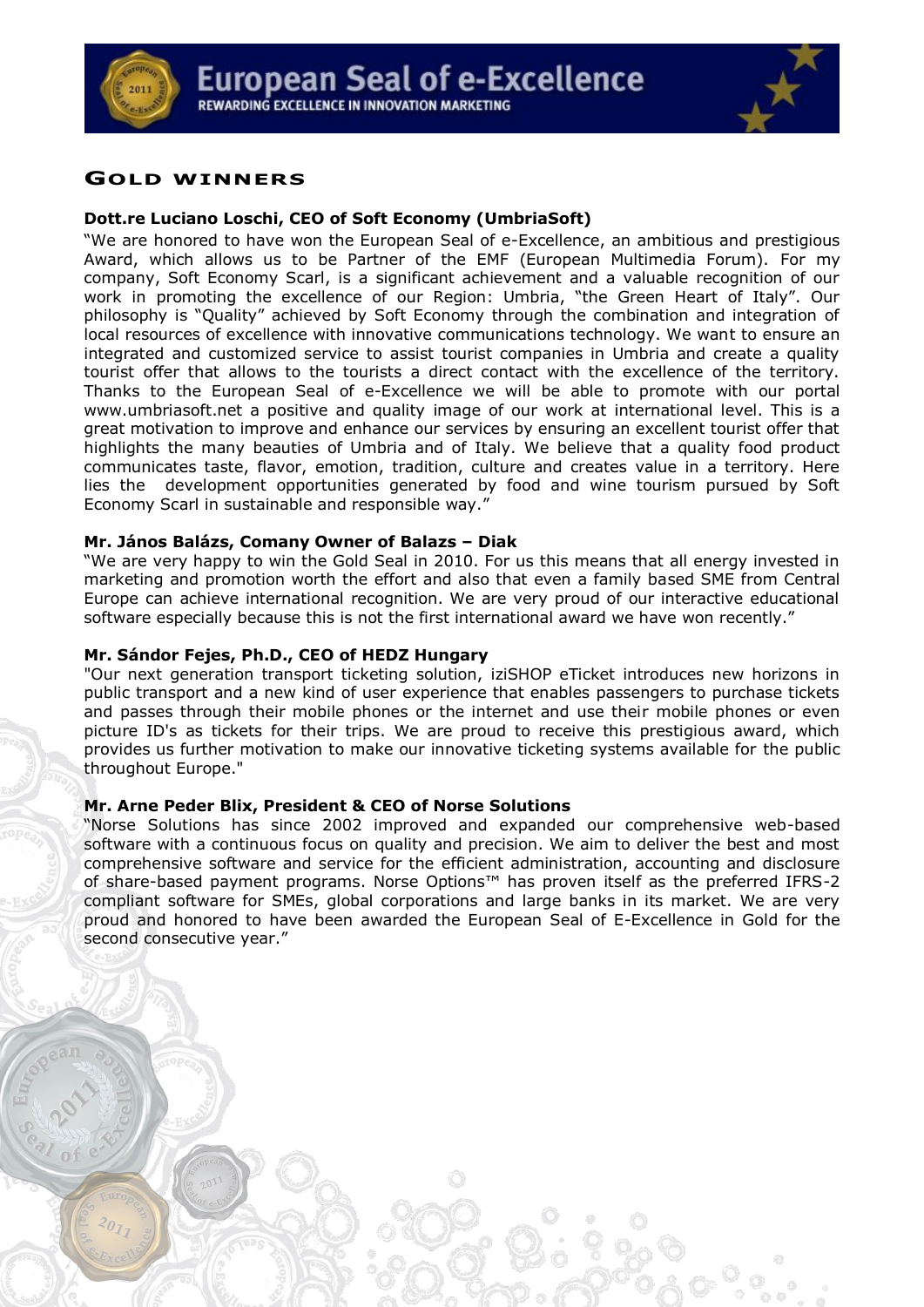## Gold winners

**Dott.re Luciano Loschi, CEO of Soft Economy (UmbriaSoft)**

"We are honored to have won the European Seal of e-Excellence, an ambitious and prestigious Award, which allows us to be Partner of the EMF (European Multimedia Forum). For my company, Soft Economy Scarl, is a significant achievement and a valuable recognition of our work in promoting the excellence of our Region: Umbria, "the Green Heart of Italy". Our philosophy is "Quality" achieved by Soft Economy through the combination and integration of local resources of excellence with innovative communications technology. We want to ensure an integrated and customized service to assist tourist companies in Umbria and create a quality tourist offer that allows to the tourists a direct contact with the excellence of the territory. Thanks to the European Seal of e-Excellence we will be able to promote with our portal www.umbriasoft.net a positive and quality image of our work at international level. This is a great motivation to improve and enhance our services by ensuring an excellent tourist offer that highlights the many beauties of Umbria and of Italy. We believe that a quality food product communicates taste, flavor, emotion, tradition, culture and creates value in a territory. Here lies the development opportunities generated by food and wine tourism pursued by Soft Economy Scarl in sustainable and responsible way."

**Mr. János Balázs, Comany Owner of Balazs – Diak**

"We are very happy to win the Gold Seal in 2010. For us this means that all energy invested in marketing and promotion worth the effort and also that even a family based SME from Central Europe can achieve international recognition. We are very proud of our interactive educational software especially because this is not the first international award we have won recently."

**Mr. Sándor Fejes, Ph.D., CEO of HEDZ Hungary**

"Our next generation transport ticketing solution, iziSHOP eTicket introduces new horizons in public transport and a new kind of user experience that enables passengers to purchase tickets and passes through their mobile phones or the internet and use their mobile phones or even picture ID's as tickets for their trips. We are proud to receive this prestigious award, which provides us further motivation to make our innovative ticketing systems available for the public throughout Europe."

**Mr. Arne Peder Blix, President & CEO of Norse Solutions**

"Norse Solutions has since 2002 improved and expanded our comprehensive web-based software with a continuous focus on quality and precision. We aim to deliver the best and most comprehensive software and service for the efficient administration, accounting and disclosure of share-based payment programs. Norse Options™ has proven itself as the preferred IFRS-2 compliant software for SMEs, global corporations and large banks in its market. We are very proud and honored to have been awarded the European Seal of E-Excellence in Gold for the second consecutive year."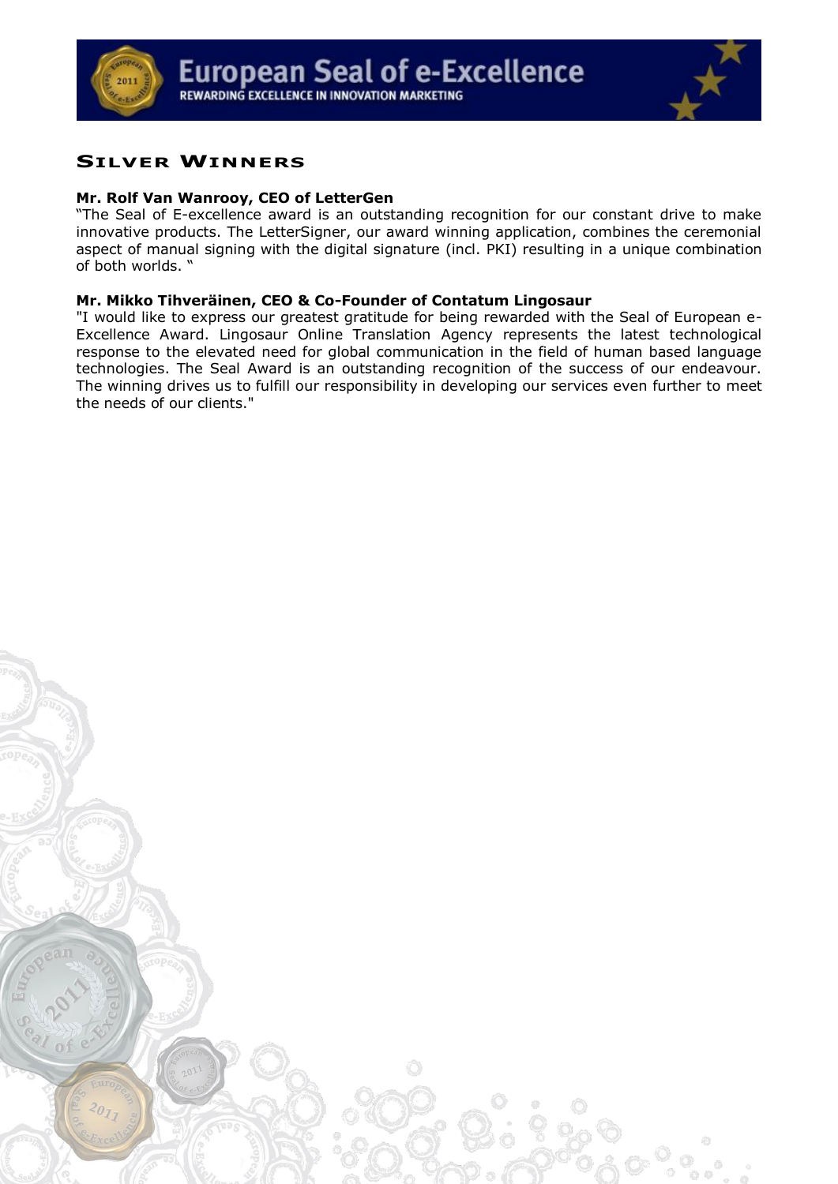## Silver Winners

**Mr. Rolf Van Wanrooy, CEO of LetterGen**

"The Seal of E-excellence award is an outstanding recognition for our constant drive to make innovative products. The LetterSigner, our award winning application, combines the ceremonial aspect of manual signing with the digital signature (incl. PKI) resulting in a unique combination of both worlds. "

**Mr. Mikko Tihveräinen, CEO & Co-Founder of Contatum Lingosaur**

"I would like to express our greatest gratitude for being rewarded with the Seal of European e-Excellence Award. Lingosaur Online Translation Agency represents the latest technological response to the elevated need for global communication in the field of human based language technologies. The Seal Award is an outstanding recognition of the success of our endeavour. The winning drives us to fulfill our responsibility in developing our services even further to meet the needs of our clients."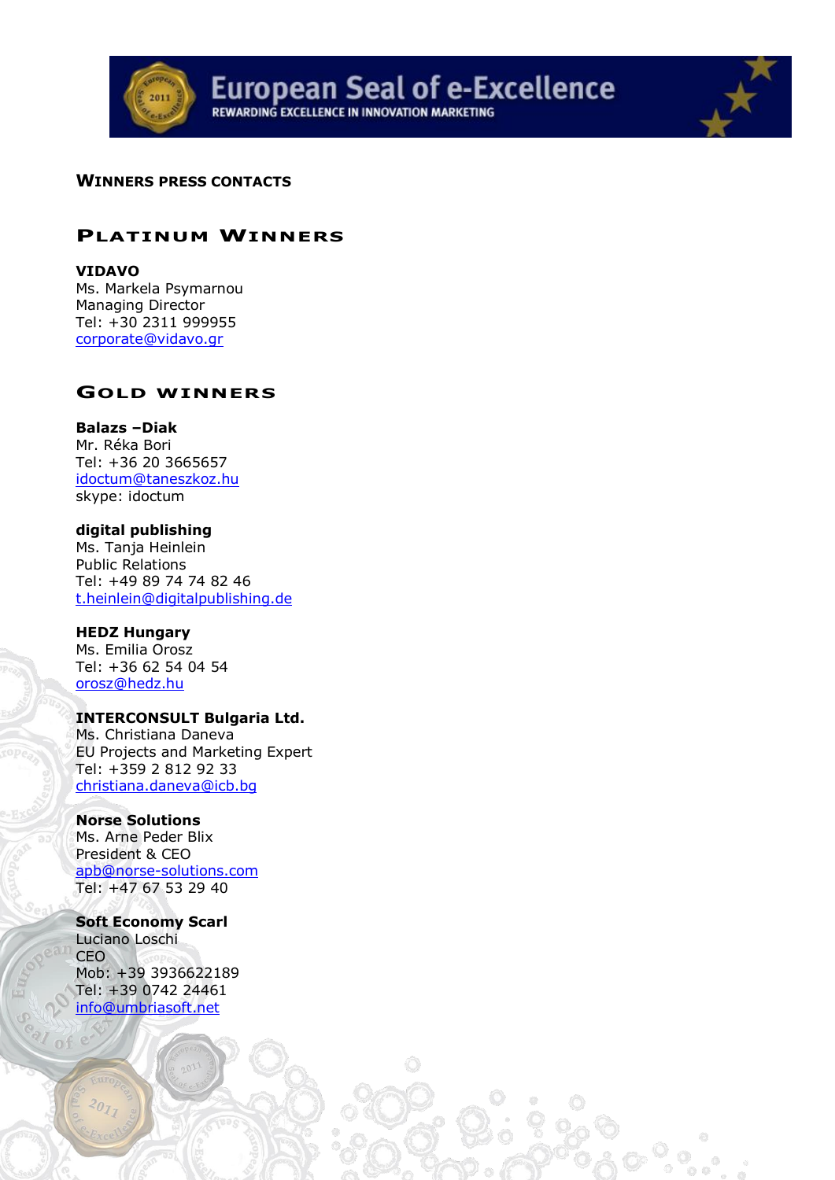# WINNERS PRESS CONTACTS

## PLATINUM WINNERS

**VIDAVO**
Ms. Markela Psymarnou
Managing Director
Tel: +30 2311 999955
corporate@vidavo.gr

## GOLD WINNERS

**Balazs –Diak**
Mr. Réka Bori
Tel: +36 20 3665657
idoctum@taneszkoz.hu
skype: idoctum

**digital publishing**
Ms. Tanja Heinlein
Public Relations
Tel: +49 89 74 74 82 46
t.heinlein@digitalpublishing.de

**HEDZ Hungary**
Ms. Emilia Orosz
Tel: +36 62 54 04 54
orosz@hedz.hu

**INTERCONSULT Bulgaria Ltd.**
Ms. Christiana Daneva
EU Projects and Marketing Expert
Tel: +359 2 812 92 33
christiana.daneva@icb.bg

**Norse Solutions**
Ms. Arne Peder Blix
President & CEO
apb@norse-solutions.com
Tel: +47 67 53 29 40

**Soft Economy Scarl**
Luciano Loschi
CEO
Mob: +39 3936622189
Tel: +39 0742 24461
info@umbriasoft.net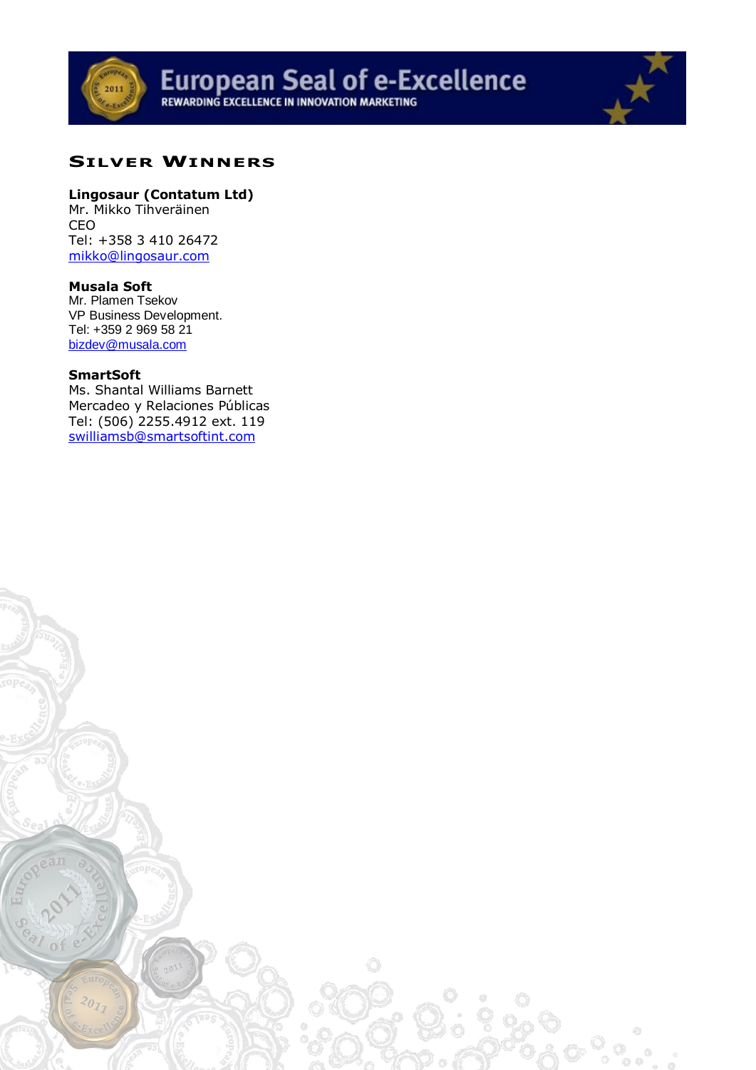## Silver Winners

**Lingosaur (Contatum Ltd)**
Mr. Mikko Tihveräinen
CEO
Tel: +358 3 410 26472
mikko@lingosaur.com

**Musala Soft**
Mr. Plamen Tsekov
VP Business Development.
Tel: +359 2 969 58 21
bizdev@musala.com

**SmartSoft**
Ms. Shantal Williams Barnett
Mercadeo y Relaciones Públicas
Tel: (506) 2255.4912 ext. 119
swilliamsb@smartsoftint.com